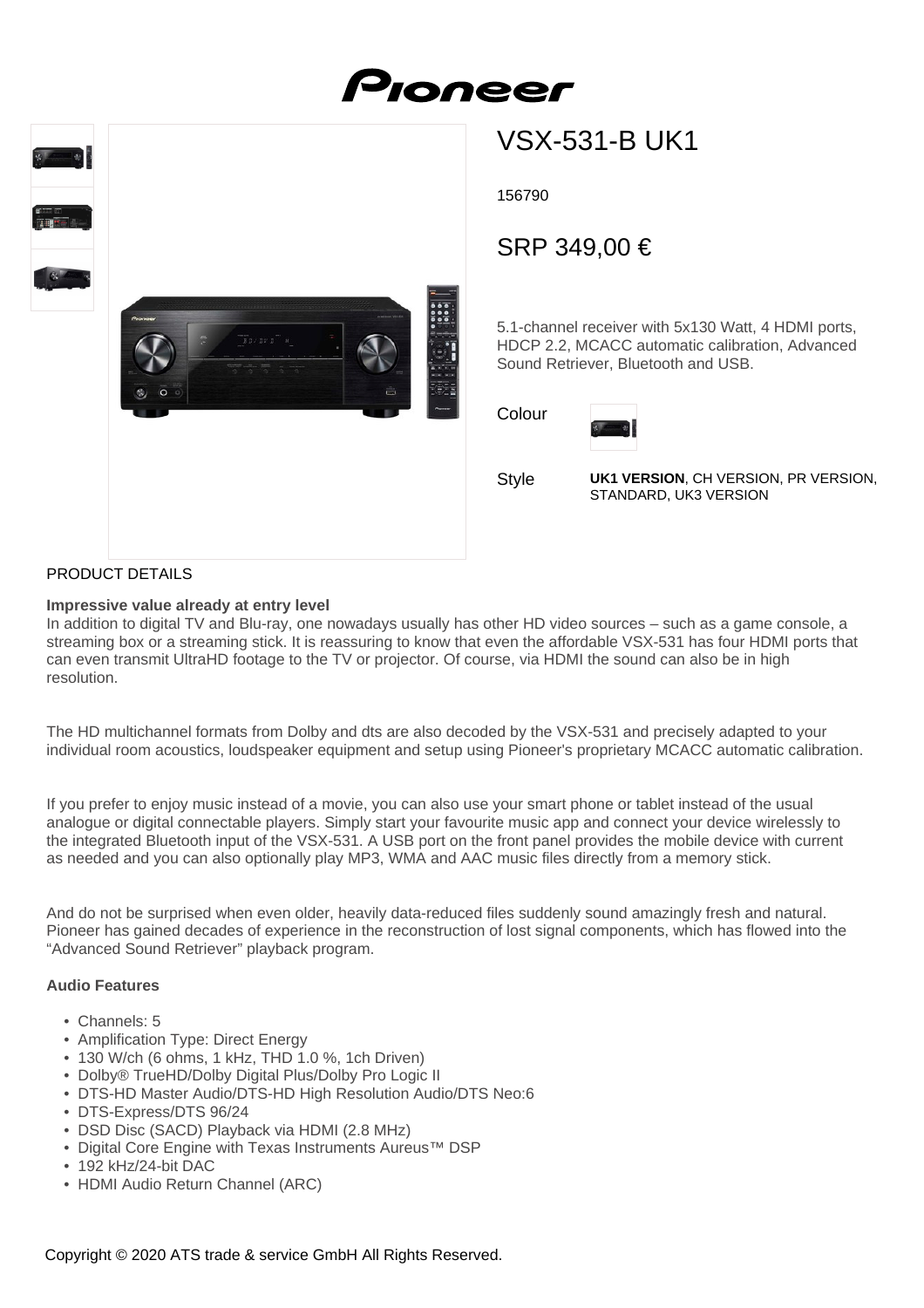# VSX-531-B UK1

156790

SRP 349,00 €

5.1-channel receiver with 5x130 Watt, 4 HDMI ports, HDCP 2.2, MCACC automatic calibration, Advanced Sound Retriever, Bluetooth and USB.

Colour

Style **UK1 VERSION**, CH VERSION, PR VERSION, STANDARD, UK3 VERSION

## PRODUCT DETAILS

**Impressive value already at entry level**

In addition to digital TV and Blu-ray, one nowadays usually has other HD video sources – such as a game console, a streaming box or a streaming stick. It is reassuring to know that even the affordable VSX-531 has four HDMI ports that can even transmit UltraHD footage to the TV or projector. Of course, via HDMI the sound can also be in high resolution.

The HD multichannel formats from Dolby and dts are also decoded by the VSX-531 and precisely adapted to your individual room acoustics, loudspeaker equipment and setup using Pioneer's proprietary MCACC automatic calibration.

If you prefer to enjoy music instead of a movie, you can also use your smart phone or tablet instead of the usual analogue or digital connectable players. Simply start your favourite music app and connect your device wirelessly to the integrated Bluetooth input of the VSX-531. A USB port on the front panel provides the mobile device with current as needed and you can also optionally play MP3, WMA and AAC music files directly from a memory stick.

And do not be surprised when even older, heavily data-reduced files suddenly sound amazingly fresh and natural. Pioneer has gained decades of experience in the reconstruction of lost signal components, which has flowed into the “Advanced Sound Retriever” playback program.

**Audio Features**

- Channels: 5
- Amplification Type: Direct Energy
- 130 W/ch (6 ohms, 1 kHz, THD 1.0 %, 1ch Driven)
- Dolby® TrueHD/Dolby Digital Plus/Dolby Pro Logic II
- DTS-HD Master Audio/DTS-HD High Resolution Audio/DTS Neo:6
- DTS-Express/DTS 96/24
- DSD Disc (SACD) Playback via HDMI (2.8 MHz)
- Digital Core Engine with Texas Instruments Aureus™ DSP
- 192 kHz/24-bit DAC
- HDMI Audio Return Channel (ARC)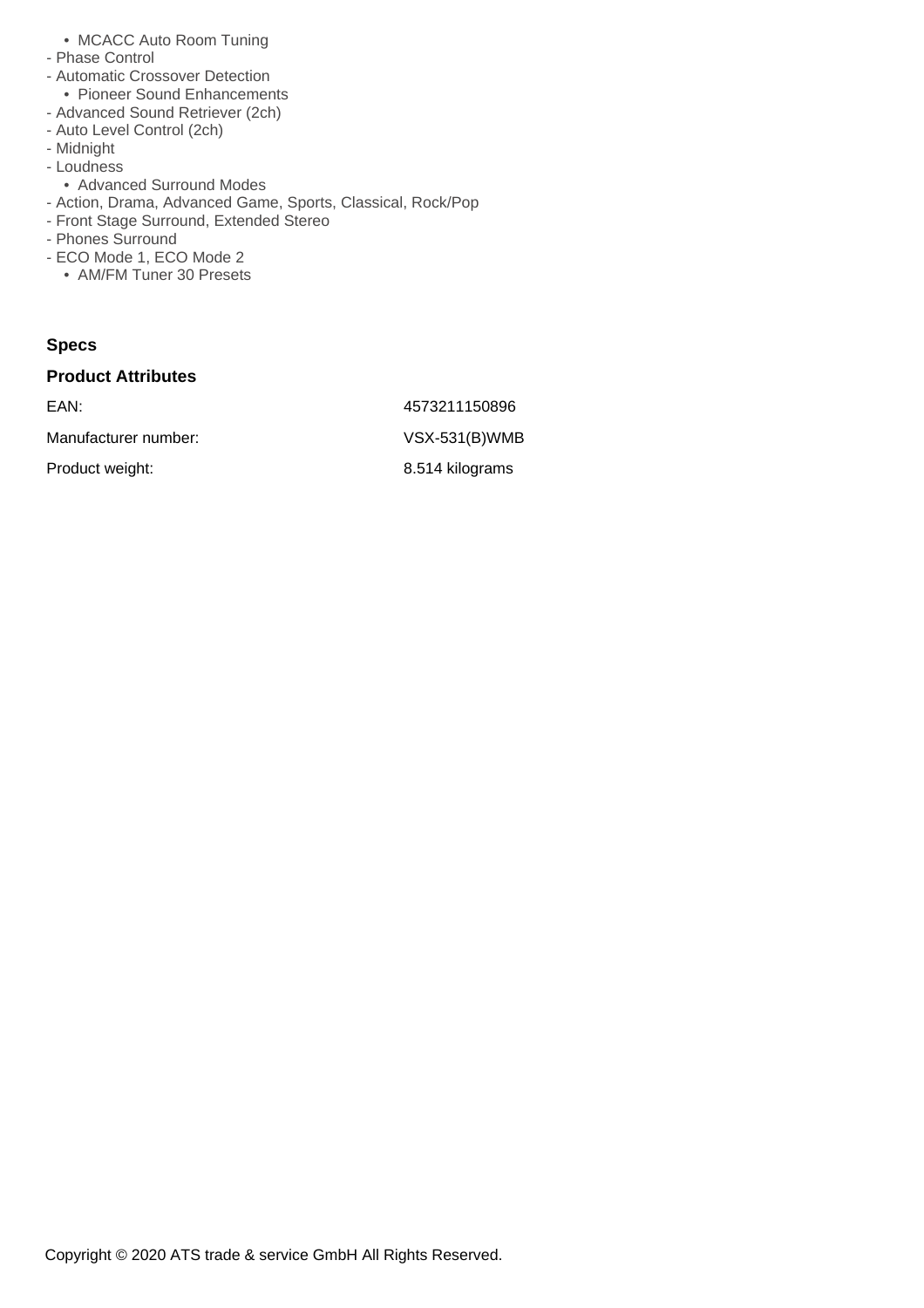- MCACC Auto Room Tuning

- Phase Control
- Automatic Crossover Detection

- Pioneer Sound Enhancements

- Advanced Sound Retriever (2ch)
- Auto Level Control (2ch)
- Midnight
- Loudness

- Advanced Surround Modes

- Action, Drama, Advanced Game, Sports, Classical, Rock/Pop
- Front Stage Surround, Extended Stereo
- Phones Surround
- ECO Mode 1, ECO Mode 2

- AM/FM Tuner 30 Presets

**Specs**

**Product Attributes**

| | |
|---|---|
| EAN: | 4573211150896 |
| Manufacturer number: | VSX-531(B)WMB |
| Product weight: | 8.514 kilograms |

Copyright © 2020 ATS trade & service GmbH All Rights Reserved.